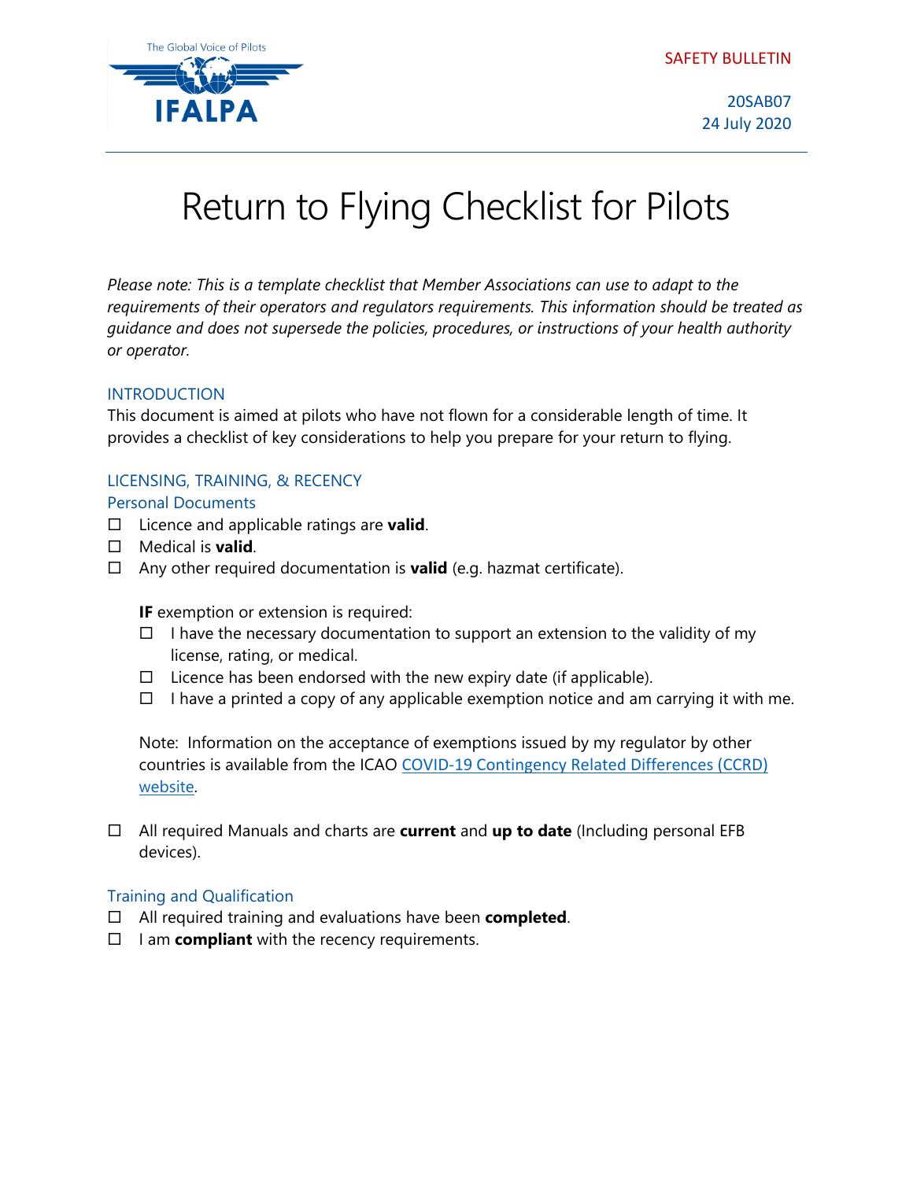The Global Voice of Pilots

IFALPA

SAFETY BULLETIN

20SAB07
24 July 2020

# Return to Flying Checklist for Pilots

*Please note: This is a template checklist that Member Associations can use to adapt to the requirements of their operators and regulators requirements. This information should be treated as guidance and does not supersede the policies, procedures, or instructions of your health authority or operator.*

## INTRODUCTION

This document is aimed at pilots who have not flown for a considerable length of time. It provides a checklist of key considerations to help you prepare for your return to flying.

## LICENSING, TRAINING, & RECENCY

### Personal Documents

- ☐ Licence and applicable ratings are **valid**.
- ☐ Medical is **valid**.
- ☐ Any other required documentation is **valid** (e.g. hazmat certificate).

  **IF** exemption or extension is required:
  - ☐ I have the necessary documentation to support an extension to the validity of my license, rating, or medical.
  - ☐ Licence has been endorsed with the new expiry date (if applicable).
  - ☐ I have a printed a copy of any applicable exemption notice and am carrying it with me.

  Note: Information on the acceptance of exemptions issued by my regulator by other countries is available from the ICAO COVID-19 Contingency Related Differences (CCRD) website.

- ☐ All required Manuals and charts are **current** and **up to date** (Including personal EFB devices).

### Training and Qualification

- ☐ All required training and evaluations have been **completed**.
- ☐ I am **compliant** with the recency requirements.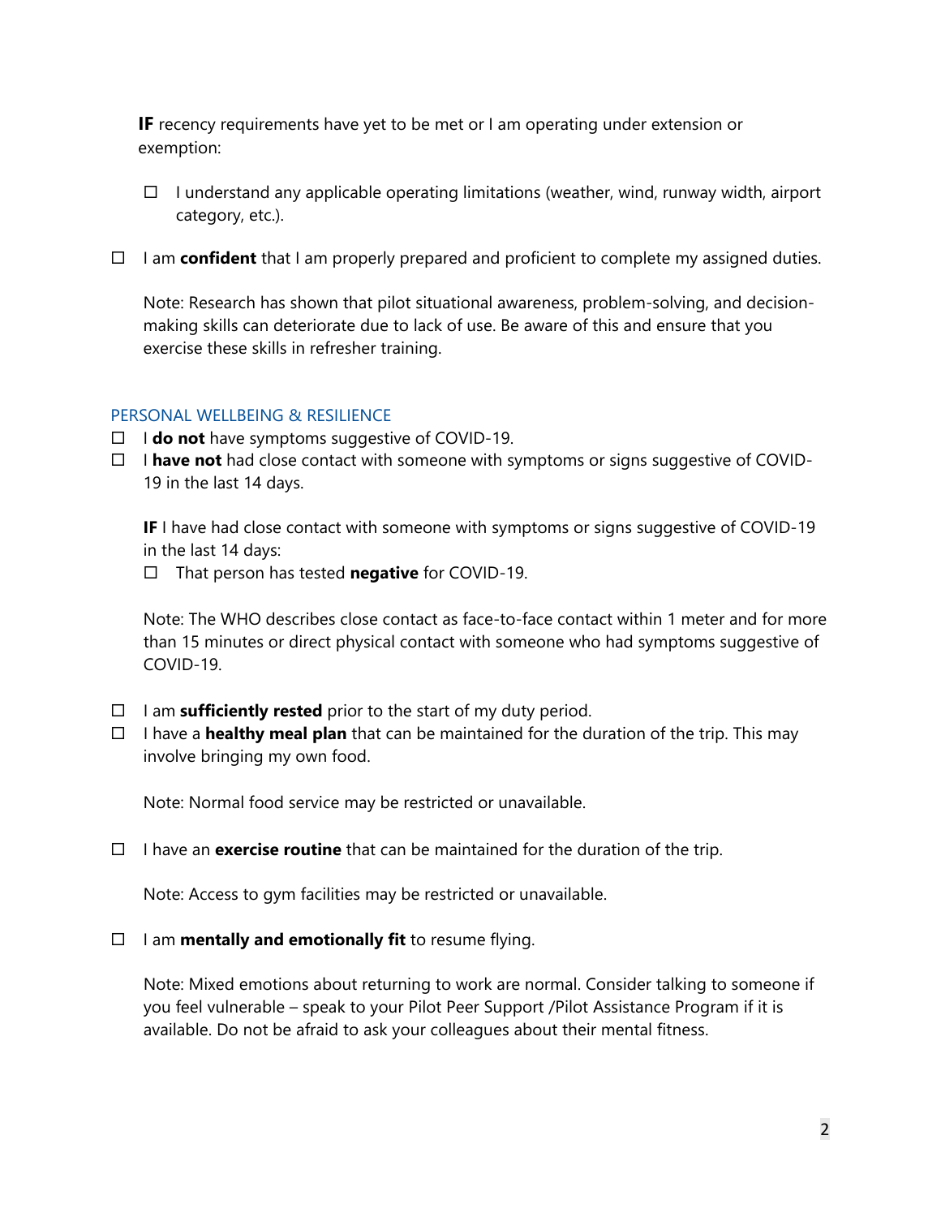**IF** recency requirements have yet to be met or I am operating under extension or exemption:

- ☐ I understand any applicable operating limitations (weather, wind, runway width, airport category, etc.).

☐ I am **confident** that I am properly prepared and proficient to complete my assigned duties.

Note: Research has shown that pilot situational awareness, problem-solving, and decision-making skills can deteriorate due to lack of use. Be aware of this and ensure that you exercise these skills in refresher training.

## PERSONAL WELLBEING & RESILIENCE

☐ I **do not** have symptoms suggestive of COVID-19.

☐ I **have not** had close contact with someone with symptoms or signs suggestive of COVID-19 in the last 14 days.

**IF** I have had close contact with someone with symptoms or signs suggestive of COVID-19 in the last 14 days:

- ☐ That person has tested **negative** for COVID-19.

Note: The WHO describes close contact as face-to-face contact within 1 meter and for more than 15 minutes or direct physical contact with someone who had symptoms suggestive of COVID-19.

☐ I am **sufficiently rested** prior to the start of my duty period.

☐ I have a **healthy meal plan** that can be maintained for the duration of the trip. This may involve bringing my own food.

Note: Normal food service may be restricted or unavailable.

☐ I have an **exercise routine** that can be maintained for the duration of the trip.

Note: Access to gym facilities may be restricted or unavailable.

☐ I am **mentally and emotionally fit** to resume flying.

Note: Mixed emotions about returning to work are normal. Consider talking to someone if you feel vulnerable – speak to your Pilot Peer Support /Pilot Assistance Program if it is available. Do not be afraid to ask your colleagues about their mental fitness.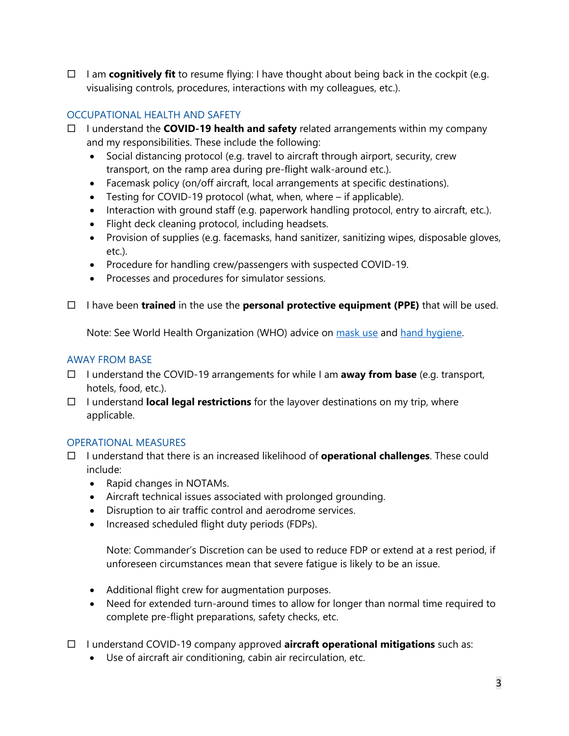- ☐ I am **cognitively fit** to resume flying: I have thought about being back in the cockpit (e.g. visualising controls, procedures, interactions with my colleagues, etc.).

## OCCUPATIONAL HEALTH AND SAFETY

- ☐ I understand the **COVID-19 health and safety** related arrangements within my company and my responsibilities. These include the following:
  - Social distancing protocol (e.g. travel to aircraft through airport, security, crew transport, on the ramp area during pre-flight walk-around etc.).
  - Facemask policy (on/off aircraft, local arrangements at specific destinations).
  - Testing for COVID-19 protocol (what, when, where – if applicable).
  - Interaction with ground staff (e.g. paperwork handling protocol, entry to aircraft, etc.).
  - Flight deck cleaning protocol, including headsets.
  - Provision of supplies (e.g. facemasks, hand sanitizer, sanitizing wipes, disposable gloves, etc.).
  - Procedure for handling crew/passengers with suspected COVID-19.
  - Processes and procedures for simulator sessions.

- ☐ I have been **trained** in the use the **personal protective equipment (PPE)** that will be used.

  Note: See World Health Organization (WHO) advice on mask use and hand hygiene.

## AWAY FROM BASE

- ☐ I understand the COVID-19 arrangements for while I am **away from base** (e.g. transport, hotels, food, etc.).
- ☐ I understand **local legal restrictions** for the layover destinations on my trip, where applicable.

## OPERATIONAL MEASURES

- ☐ I understand that there is an increased likelihood of **operational challenges**. These could include:
  - Rapid changes in NOTAMs.
  - Aircraft technical issues associated with prolonged grounding.
  - Disruption to air traffic control and aerodrome services.
  - Increased scheduled flight duty periods (FDPs).

    Note: Commander's Discretion can be used to reduce FDP or extend at a rest period, if unforeseen circumstances mean that severe fatigue is likely to be an issue.

  - Additional flight crew for augmentation purposes.
  - Need for extended turn-around times to allow for longer than normal time required to complete pre-flight preparations, safety checks, etc.

- ☐ I understand COVID-19 company approved **aircraft operational mitigations** such as:
  - Use of aircraft air conditioning, cabin air recirculation, etc.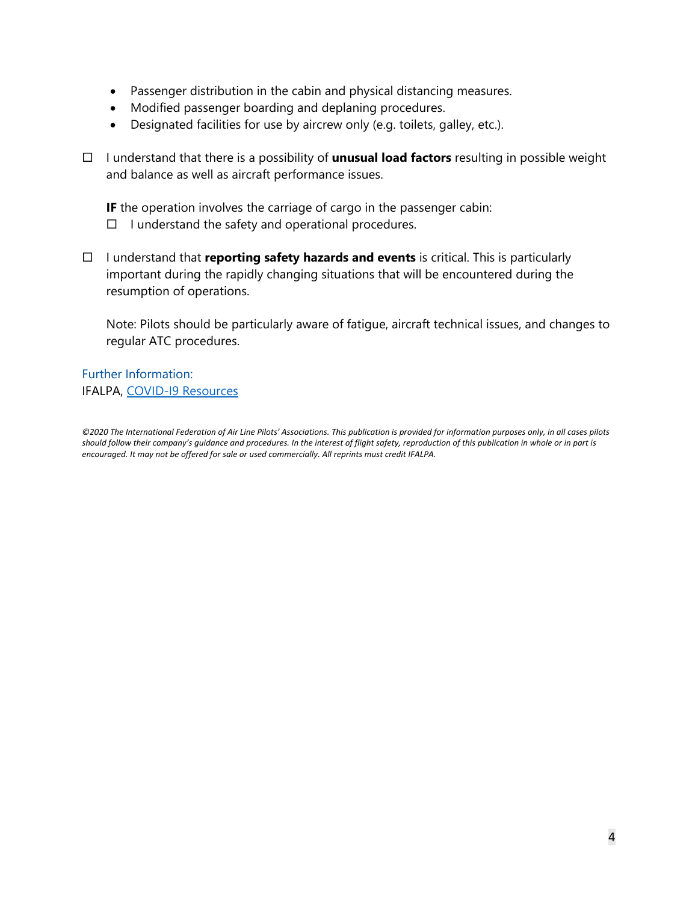- Passenger distribution in the cabin and physical distancing measures.
- Modified passenger boarding and deplaning procedures.
- Designated facilities for use by aircrew only (e.g. toilets, galley, etc.).

☐ I understand that there is a possibility of **unusual load factors** resulting in possible weight and balance as well as aircraft performance issues.

**IF** the operation involves the carriage of cargo in the passenger cabin:

☐ I understand the safety and operational procedures.

☐ I understand that **reporting safety hazards and events** is critical. This is particularly important during the rapidly changing situations that will be encountered during the resumption of operations.

Note: Pilots should be particularly aware of fatigue, aircraft technical issues, and changes to regular ATC procedures.

Further Information:
IFALPA, COVID-I9 Resources

*©2020 The International Federation of Air Line Pilots' Associations. This publication is provided for information purposes only, in all cases pilots should follow their company's guidance and procedures. In the interest of flight safety, reproduction of this publication in whole or in part is encouraged. It may not be offered for sale or used commercially. All reprints must credit IFALPA.*